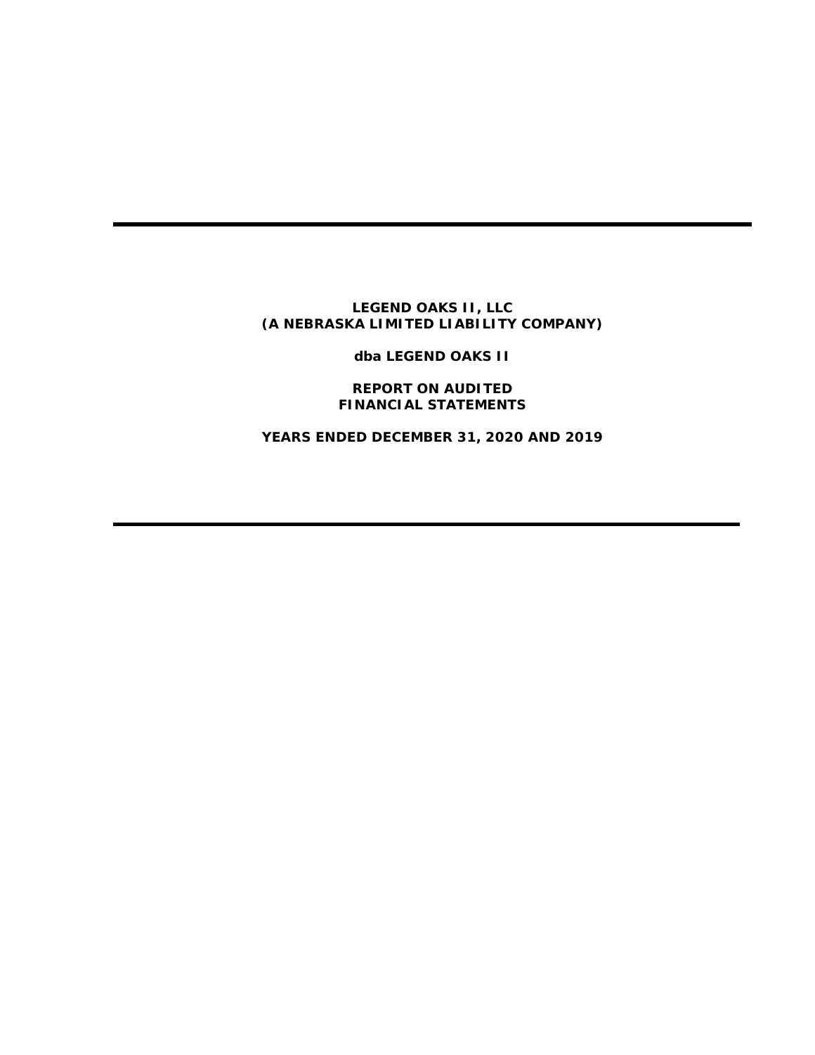# LEGEND OAKS II, LLC
## (A NEBRASKA LIMITED LIABILITY COMPANY)

**dba LEGEND OAKS II**

**REPORT ON AUDITED FINANCIAL STATEMENTS**

**YEARS ENDED DECEMBER 31, 2020 AND 2019**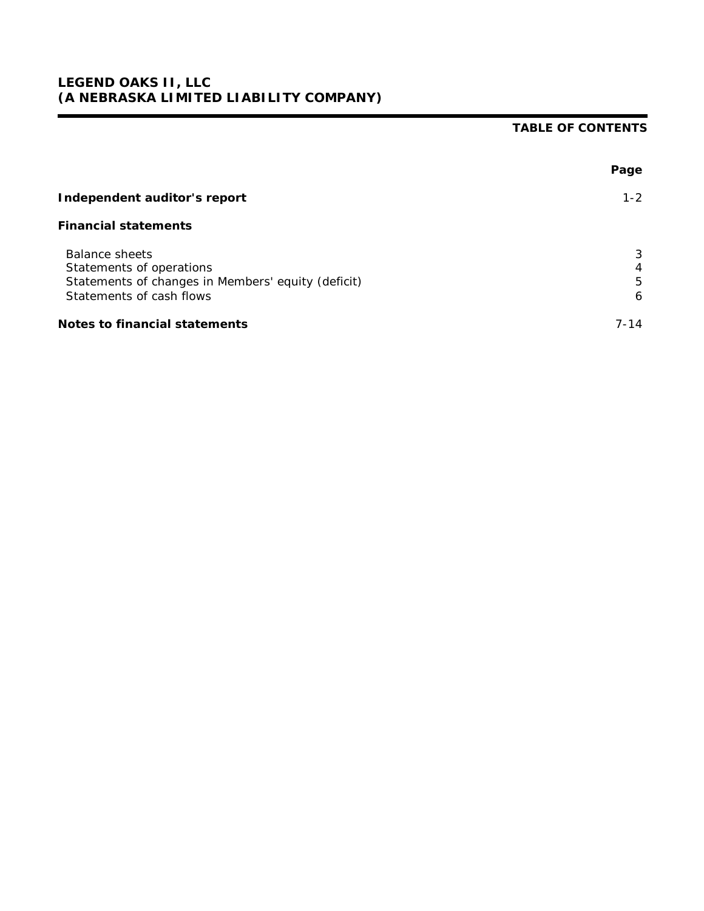**LEGEND OAKS II, LLC**
**(A NEBRASKA LIMITED LIABILITY COMPANY)**

## TABLE OF CONTENTS

| | Page |
|---|---|
| **Independent auditor's report** | 1-2 |
| **Financial statements** | |
| Balance sheets | 3 |
| Statements of operations | 4 |
| Statements of changes in Members' equity (deficit) | 5 |
| Statements of cash flows | 6 |
| **Notes to financial statements** | 7-14 |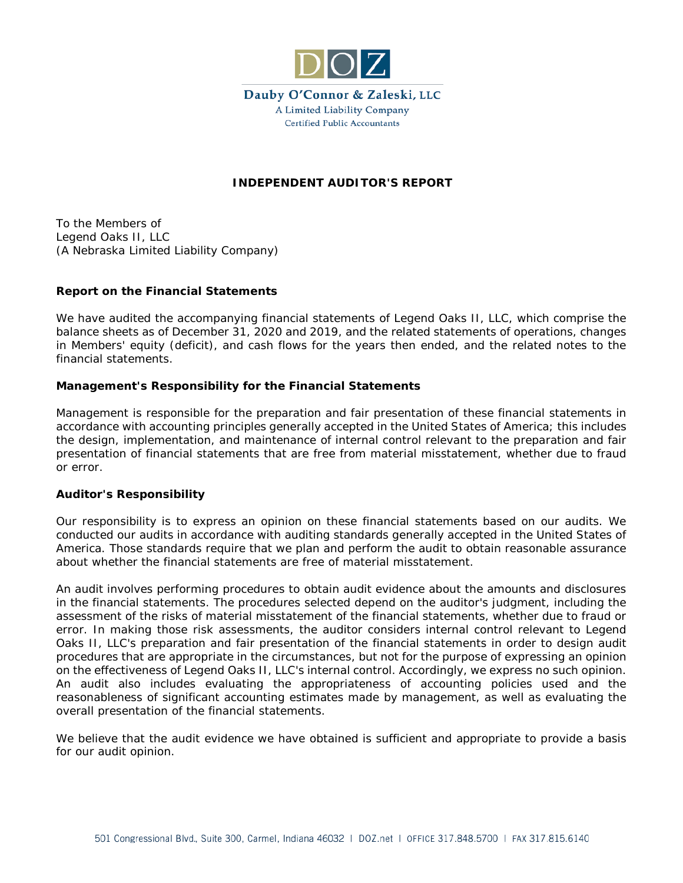DOZ

Dauby O'Connor & Zaleski, LLC
A Limited Liability Company
Certified Public Accountants

# INDEPENDENT AUDITOR'S REPORT

To the Members of
Legend Oaks II, LLC
(A Nebraska Limited Liability Company)

**Report on the Financial Statements**

We have audited the accompanying financial statements of Legend Oaks II, LLC, which comprise the balance sheets as of December 31, 2020 and 2019, and the related statements of operations, changes in Members' equity (deficit), and cash flows for the years then ended, and the related notes to the financial statements.

**Management's Responsibility for the Financial Statements**

Management is responsible for the preparation and fair presentation of these financial statements in accordance with accounting principles generally accepted in the United States of America; this includes the design, implementation, and maintenance of internal control relevant to the preparation and fair presentation of financial statements that are free from material misstatement, whether due to fraud or error.

**Auditor's Responsibility**

Our responsibility is to express an opinion on these financial statements based on our audits. We conducted our audits in accordance with auditing standards generally accepted in the United States of America. Those standards require that we plan and perform the audit to obtain reasonable assurance about whether the financial statements are free of material misstatement.

An audit involves performing procedures to obtain audit evidence about the amounts and disclosures in the financial statements. The procedures selected depend on the auditor's judgment, including the assessment of the risks of material misstatement of the financial statements, whether due to fraud or error. In making those risk assessments, the auditor considers internal control relevant to Legend Oaks II, LLC's preparation and fair presentation of the financial statements in order to design audit procedures that are appropriate in the circumstances, but not for the purpose of expressing an opinion on the effectiveness of Legend Oaks II, LLC's internal control. Accordingly, we express no such opinion. An audit also includes evaluating the appropriateness of accounting policies used and the reasonableness of significant accounting estimates made by management, as well as evaluating the overall presentation of the financial statements.

We believe that the audit evidence we have obtained is sufficient and appropriate to provide a basis for our audit opinion.

501 Congressional Blvd., Suite 300, Carmel, Indiana 46032 | DOZ.net | OFFICE 317.848.5700 | FAX 317.815.6140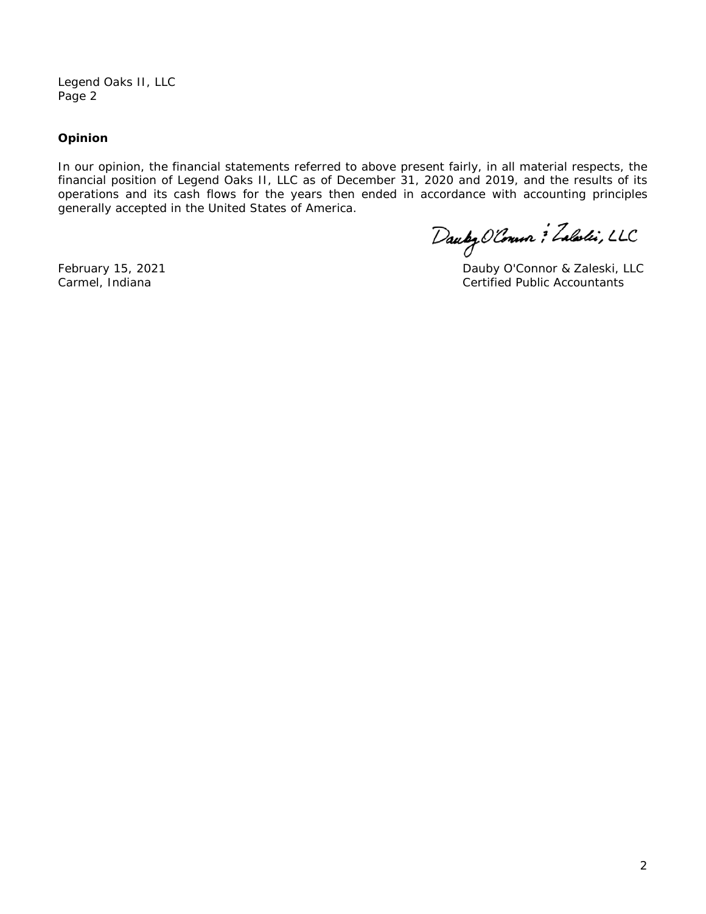Legend Oaks II, LLC
Page 2

**Opinion**

In our opinion, the financial statements referred to above present fairly, in all material respects, the financial position of Legend Oaks II, LLC as of December 31, 2020 and 2019, and the results of its operations and its cash flows for the years then ended in accordance with accounting principles generally accepted in the United States of America.

Dauby O'Connor & Zaleski, LLC

February 15, 2021
Carmel, Indiana

Dauby O'Connor & Zaleski, LLC
Certified Public Accountants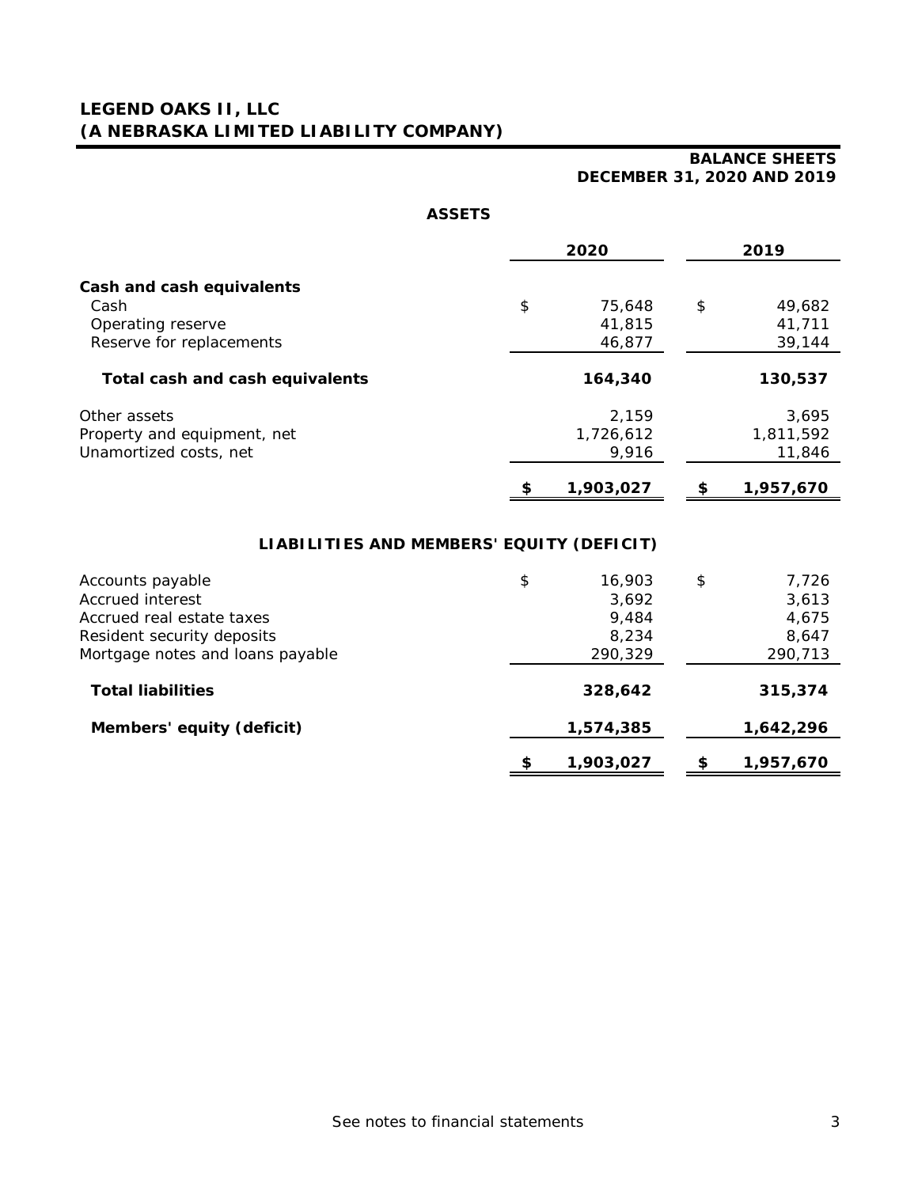# LEGEND OAKS II, LLC
# (A NEBRASKA LIMITED LIABILITY COMPANY)

**BALANCE SHEETS**
**DECEMBER 31, 2020 AND 2019**

**ASSETS**

| | 2020 | 2019 |
|---|---|---|
| **Cash and cash equivalents** | | |
| Cash | $ 75,648 | $ 49,682 |
| Operating reserve | 41,815 | 41,711 |
| Reserve for replacements | 46,877 | 39,144 |
| **Total cash and cash equivalents** | **164,340** | **130,537** |
| Other assets | 2,159 | 3,695 |
| Property and equipment, net | 1,726,612 | 1,811,592 |
| Unamortized costs, net | 9,916 | 11,846 |
| | **$ 1,903,027** | **$ 1,957,670** |

**LIABILITIES AND MEMBERS' EQUITY (DEFICIT)**

| | 2020 | 2019 |
|---|---|---|
| Accounts payable | $ 16,903 | $ 7,726 |
| Accrued interest | 3,692 | 3,613 |
| Accrued real estate taxes | 9,484 | 4,675 |
| Resident security deposits | 8,234 | 8,647 |
| Mortgage notes and loans payable | 290,329 | 290,713 |
| **Total liabilities** | **328,642** | **315,374** |
| **Members' equity (deficit)** | **1,574,385** | **1,642,296** |
| | **$ 1,903,027** | **$ 1,957,670** |

See notes to financial statements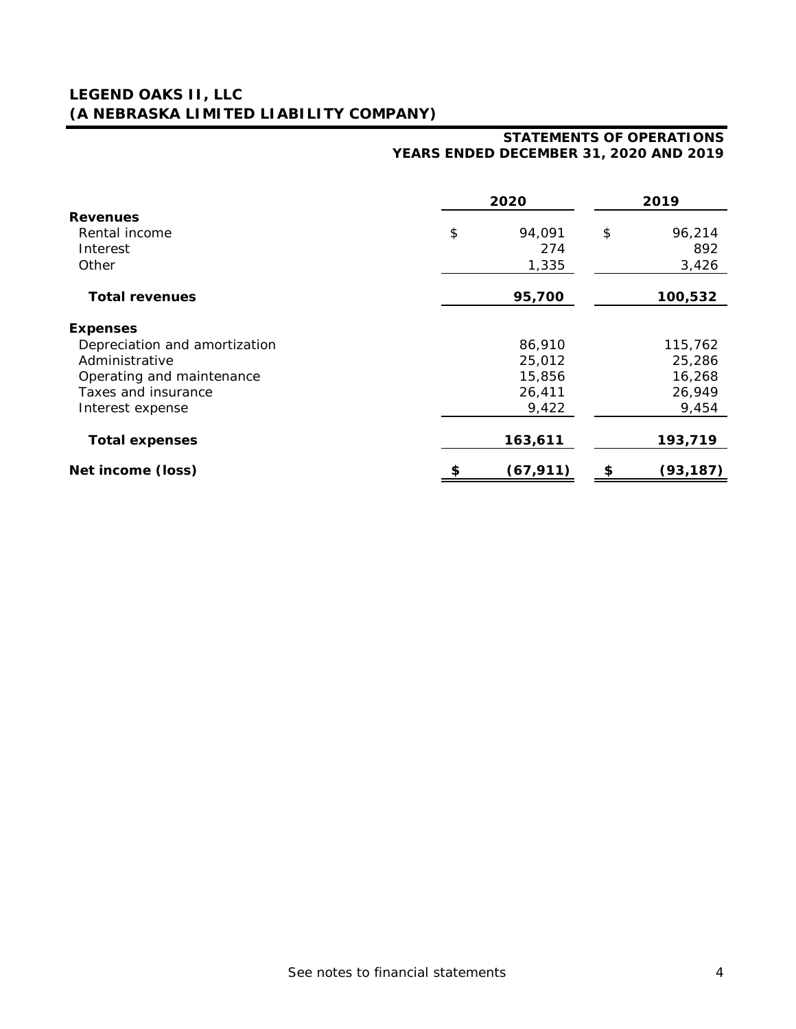# LEGEND OAKS II, LLC
# (A NEBRASKA LIMITED LIABILITY COMPANY)

## STATEMENTS OF OPERATIONS
## YEARS ENDED DECEMBER 31, 2020 AND 2019

| | 2020 | 2019 |
|---|---|---|
| **Revenues** | | |
| Rental income | $ 94,091 | $ 96,214 |
| Interest | 274 | 892 |
| Other | 1,335 | 3,426 |
| **Total revenues** | **95,700** | **100,532** |
| **Expenses** | | |
| Depreciation and amortization | 86,910 | 115,762 |
| Administrative | 25,012 | 25,286 |
| Operating and maintenance | 15,856 | 16,268 |
| Taxes and insurance | 26,411 | 26,949 |
| Interest expense | 9,422 | 9,454 |
| **Total expenses** | **163,611** | **193,719** |
| **Net income (loss)** | **$ (67,911)** | **$ (93,187)** |

See notes to financial statements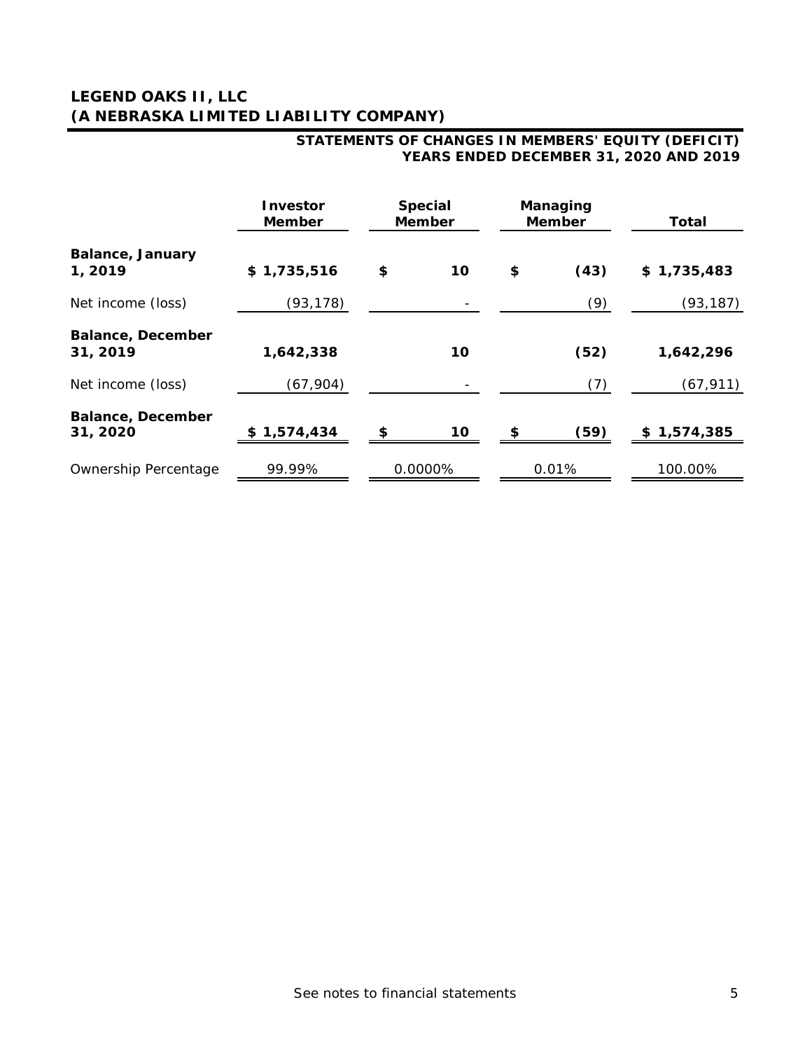# LEGEND OAKS II, LLC
# (A NEBRASKA LIMITED LIABILITY COMPANY)

## STATEMENTS OF CHANGES IN MEMBERS' EQUITY (DEFICIT)
## YEARS ENDED DECEMBER 31, 2020 AND 2019

| | Investor Member | Special Member | Managing Member | Total |
|---|---|---|---|---|
| **Balance, January 1, 2019** | **$ 1,735,516** | **$ 10** | **$ (43)** | **$ 1,735,483** |
| Net income (loss) | (93,178) | - | (9) | (93,187) |
| **Balance, December 31, 2019** | **1,642,338** | **10** | **(52)** | **1,642,296** |
| Net income (loss) | (67,904) | - | (7) | (67,911) |
| **Balance, December 31, 2020** | **$ 1,574,434** | **$ 10** | **$ (59)** | **$ 1,574,385** |
| Ownership Percentage | 99.99% | 0.0000% | 0.01% | 100.00% |

See notes to financial statements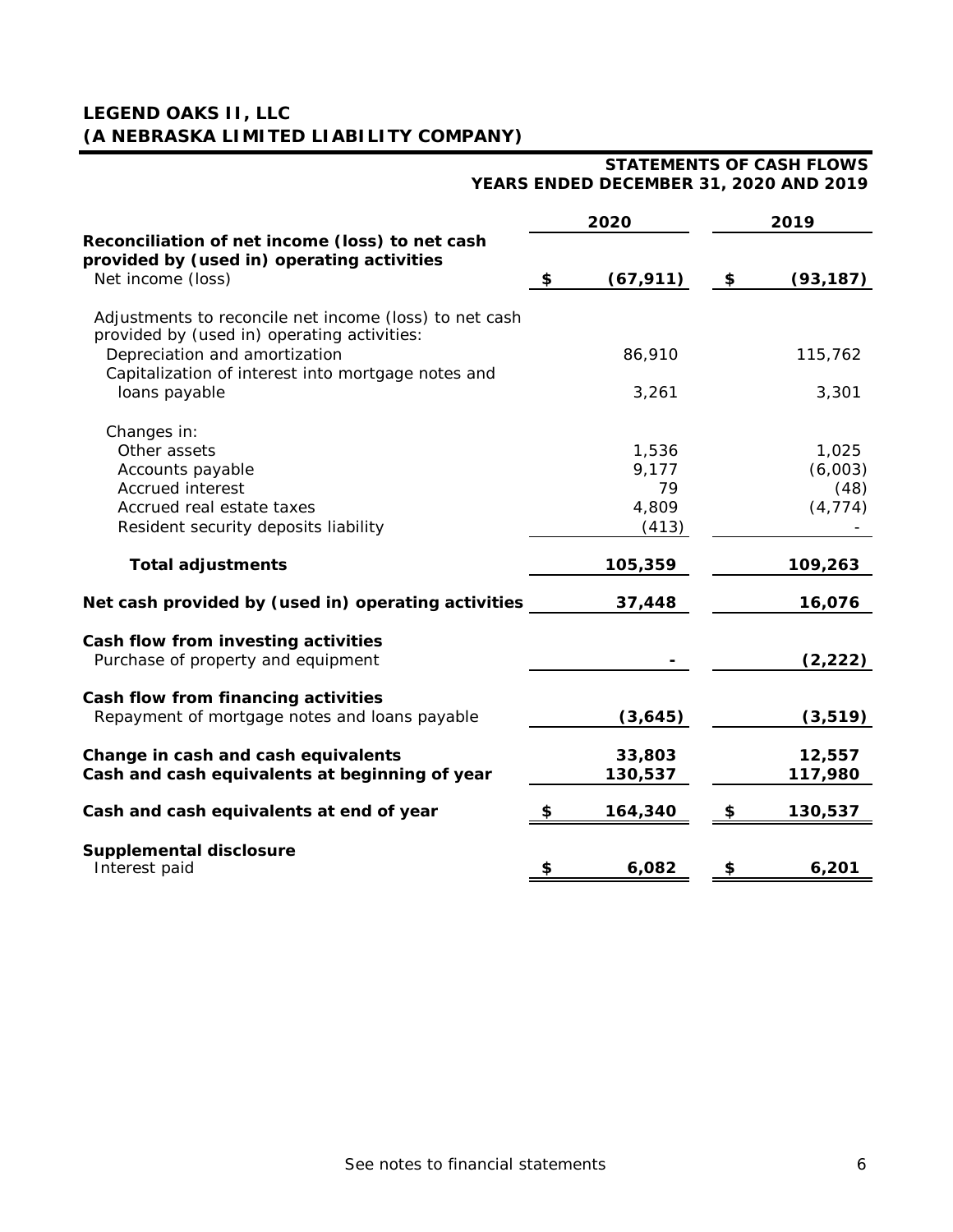# LEGEND OAKS II, LLC
# (A NEBRASKA LIMITED LIABILITY COMPANY)

## STATEMENTS OF CASH FLOWS
## YEARS ENDED DECEMBER 31, 2020 AND 2019

| | 2020 | 2019 |
|---|---|---|
| **Reconciliation of net income (loss) to net cash provided by (used in) operating activities** | | |
| Net income (loss) | $ (67,911) | $ (93,187) |
| Adjustments to reconcile net income (loss) to net cash provided by (used in) operating activities: | | |
| Depreciation and amortization | 86,910 | 115,762 |
| Capitalization of interest into mortgage notes and loans payable | 3,261 | 3,301 |
| Changes in: | | |
| Other assets | 1,536 | 1,025 |
| Accounts payable | 9,177 | (6,003) |
| Accrued interest | 79 | (48) |
| Accrued real estate taxes | 4,809 | (4,774) |
| Resident security deposits liability | (413) | - |
| **Total adjustments** | **105,359** | **109,263** |
| **Net cash provided by (used in) operating activities** | **37,448** | **16,076** |
| **Cash flow from investing activities** | | |
| Purchase of property and equipment | **-** | **(2,222)** |
| **Cash flow from financing activities** | | |
| Repayment of mortgage notes and loans payable | **(3,645)** | **(3,519)** |
| **Change in cash and cash equivalents** | **33,803** | **12,557** |
| **Cash and cash equivalents at beginning of year** | **130,537** | **117,980** |
| **Cash and cash equivalents at end of year** | **$ 164,340** | **$ 130,537** |
| **Supplemental disclosure** | | |
| Interest paid | **$ 6,082** | **$ 6,201** |

See notes to financial statements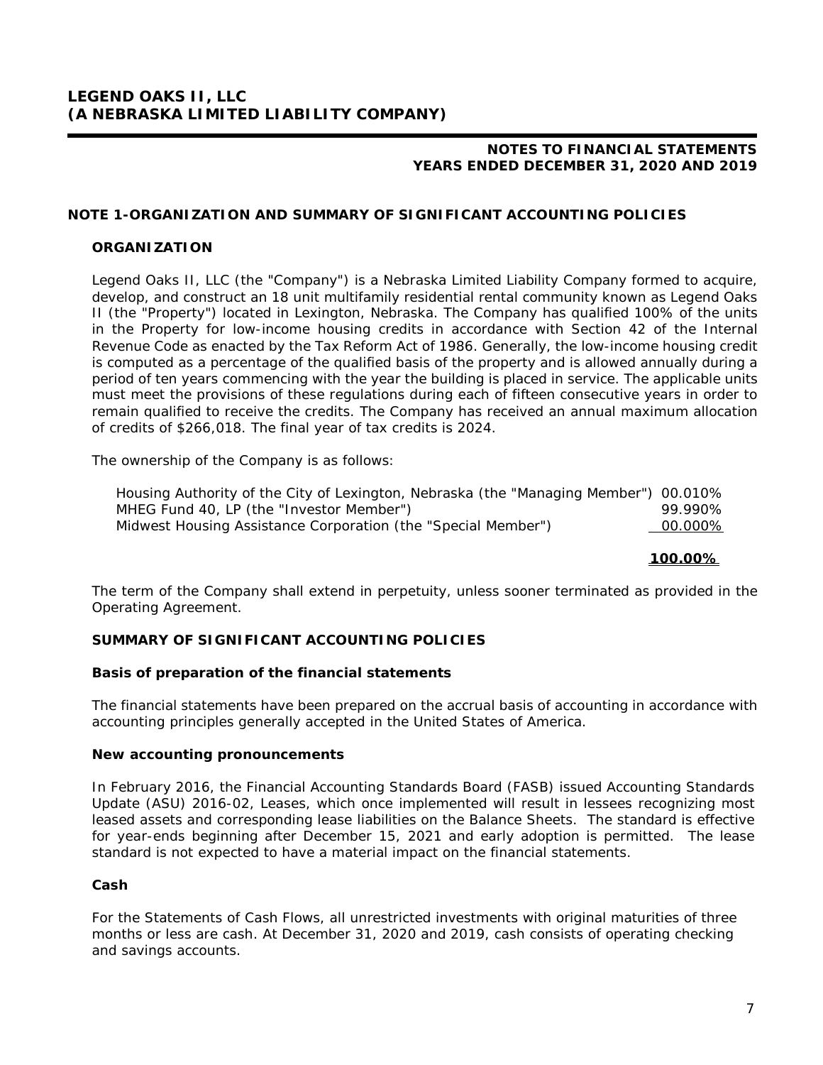# LEGEND OAKS II, LLC
# (A NEBRASKA LIMITED LIABILITY COMPANY)

**NOTES TO FINANCIAL STATEMENTS**
**YEARS ENDED DECEMBER 31, 2020 AND 2019**

## NOTE 1-ORGANIZATION AND SUMMARY OF SIGNIFICANT ACCOUNTING POLICIES

### ORGANIZATION

Legend Oaks II, LLC (the "Company") is a Nebraska Limited Liability Company formed to acquire, develop, and construct an 18 unit multifamily residential rental community known as Legend Oaks II (the "Property") located in Lexington, Nebraska. The Company has qualified 100% of the units in the Property for low-income housing credits in accordance with Section 42 of the Internal Revenue Code as enacted by the Tax Reform Act of 1986. Generally, the low-income housing credit is computed as a percentage of the qualified basis of the property and is allowed annually during a period of ten years commencing with the year the building is placed in service. The applicable units must meet the provisions of these regulations during each of fifteen consecutive years in order to remain qualified to receive the credits. The Company has received an annual maximum allocation of credits of $266,018. The final year of tax credits is 2024.

The ownership of the Company is as follows:

| Member | Ownership |
|---|---|
| Housing Authority of the City of Lexington, Nebraska (the "Managing Member") | 00.010% |
| MHEG Fund 40, LP (the "Investor Member") | 99.990% |
| Midwest Housing Assistance Corporation (the "Special Member") | 00.000% |
| | **100.00%** |

The term of the Company shall extend in perpetuity, unless sooner terminated as provided in the Operating Agreement.

### SUMMARY OF SIGNIFICANT ACCOUNTING POLICIES

**Basis of preparation of the financial statements**

The financial statements have been prepared on the accrual basis of accounting in accordance with accounting principles generally accepted in the United States of America.

**New accounting pronouncements**

In February 2016, the Financial Accounting Standards Board (FASB) issued Accounting Standards Update (ASU) 2016-02, Leases, which once implemented will result in lessees recognizing most leased assets and corresponding lease liabilities on the Balance Sheets. The standard is effective for year-ends beginning after December 15, 2021 and early adoption is permitted. The lease standard is not expected to have a material impact on the financial statements.

**Cash**

For the Statements of Cash Flows, all unrestricted investments with original maturities of three months or less are cash. At December 31, 2020 and 2019, cash consists of operating checking and savings accounts.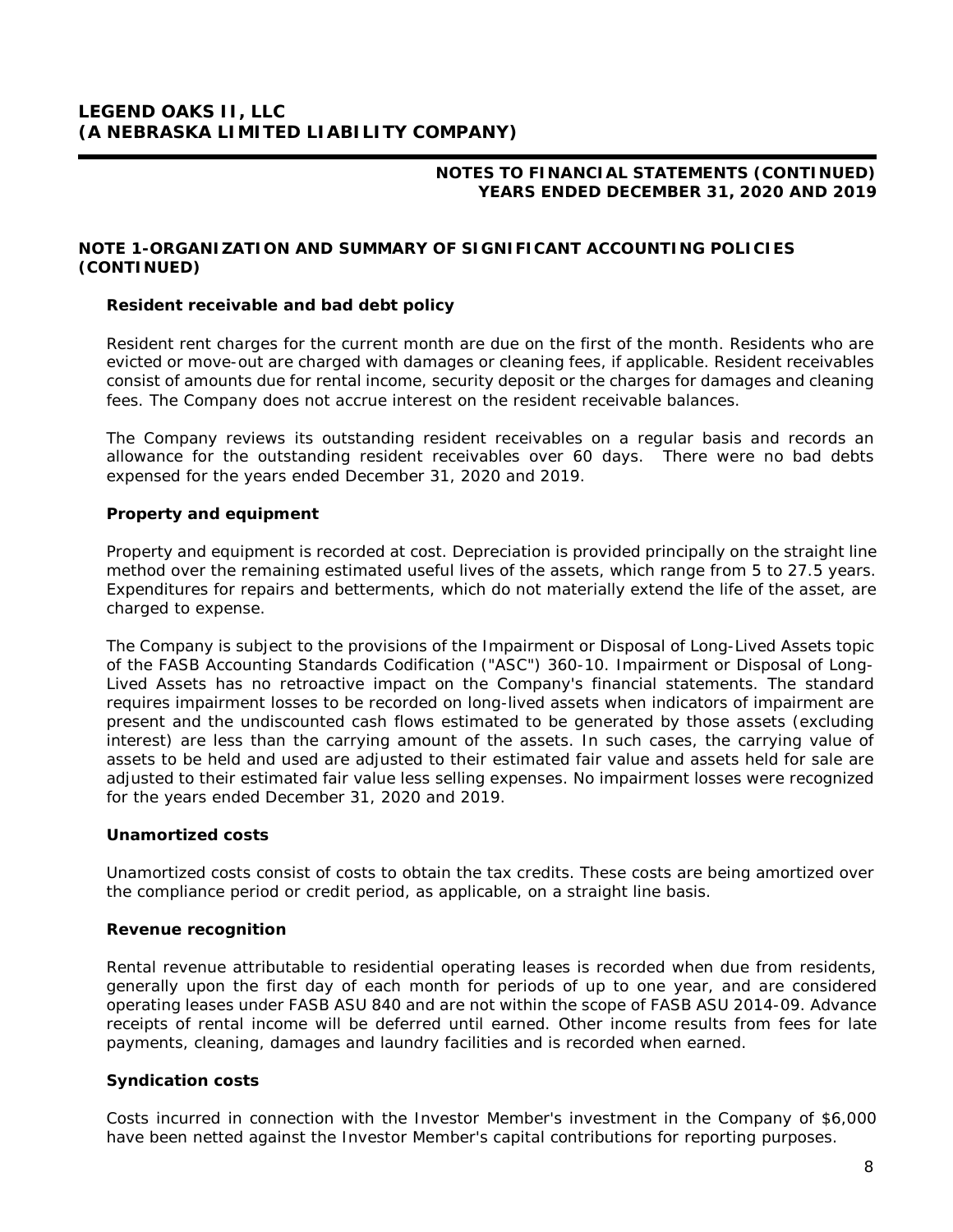## NOTE 1-ORGANIZATION AND SUMMARY OF SIGNIFICANT ACCOUNTING POLICIES (CONTINUED)

### Resident receivable and bad debt policy

Resident rent charges for the current month are due on the first of the month. Residents who are evicted or move-out are charged with damages or cleaning fees, if applicable. Resident receivables consist of amounts due for rental income, security deposit or the charges for damages and cleaning fees. The Company does not accrue interest on the resident receivable balances.

The Company reviews its outstanding resident receivables on a regular basis and records an allowance for the outstanding resident receivables over 60 days. There were no bad debts expensed for the years ended December 31, 2020 and 2019.

### Property and equipment

Property and equipment is recorded at cost. Depreciation is provided principally on the straight line method over the remaining estimated useful lives of the assets, which range from 5 to 27.5 years. Expenditures for repairs and betterments, which do not materially extend the life of the asset, are charged to expense.

The Company is subject to the provisions of the Impairment or Disposal of Long-Lived Assets topic of the FASB Accounting Standards Codification ("ASC") 360-10. Impairment or Disposal of Long-Lived Assets has no retroactive impact on the Company's financial statements. The standard requires impairment losses to be recorded on long-lived assets when indicators of impairment are present and the undiscounted cash flows estimated to be generated by those assets (excluding interest) are less than the carrying amount of the assets. In such cases, the carrying value of assets to be held and used are adjusted to their estimated fair value and assets held for sale are adjusted to their estimated fair value less selling expenses. No impairment losses were recognized for the years ended December 31, 2020 and 2019.

### Unamortized costs

Unamortized costs consist of costs to obtain the tax credits. These costs are being amortized over the compliance period or credit period, as applicable, on a straight line basis.

### Revenue recognition

Rental revenue attributable to residential operating leases is recorded when due from residents, generally upon the first day of each month for periods of up to one year, and are considered operating leases under FASB ASU 840 and are not within the scope of FASB ASU 2014-09. Advance receipts of rental income will be deferred until earned. Other income results from fees for late payments, cleaning, damages and laundry facilities and is recorded when earned.

### Syndication costs

Costs incurred in connection with the Investor Member's investment in the Company of $6,000 have been netted against the Investor Member's capital contributions for reporting purposes.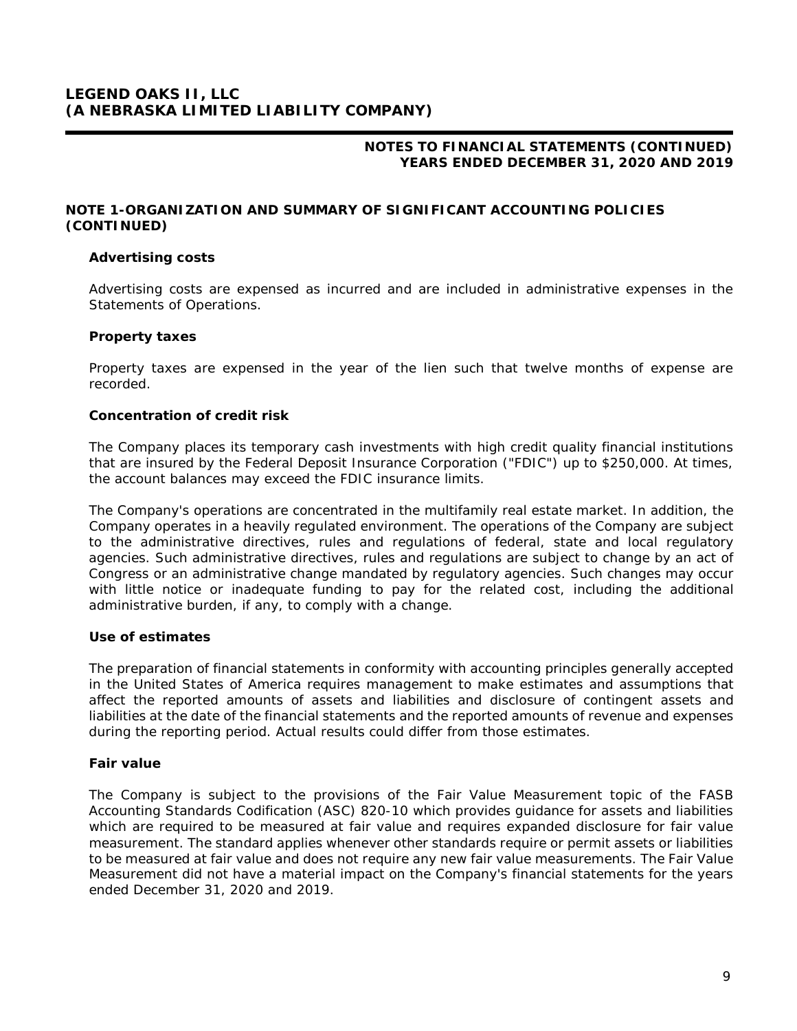## NOTE 1-ORGANIZATION AND SUMMARY OF SIGNIFICANT ACCOUNTING POLICIES (CONTINUED)

### Advertising costs

Advertising costs are expensed as incurred and are included in administrative expenses in the Statements of Operations.

### Property taxes

Property taxes are expensed in the year of the lien such that twelve months of expense are recorded.

### Concentration of credit risk

The Company places its temporary cash investments with high credit quality financial institutions that are insured by the Federal Deposit Insurance Corporation ("FDIC") up to $250,000. At times, the account balances may exceed the FDIC insurance limits.

The Company's operations are concentrated in the multifamily real estate market. In addition, the Company operates in a heavily regulated environment. The operations of the Company are subject to the administrative directives, rules and regulations of federal, state and local regulatory agencies. Such administrative directives, rules and regulations are subject to change by an act of Congress or an administrative change mandated by regulatory agencies. Such changes may occur with little notice or inadequate funding to pay for the related cost, including the additional administrative burden, if any, to comply with a change.

### Use of estimates

The preparation of financial statements in conformity with accounting principles generally accepted in the United States of America requires management to make estimates and assumptions that affect the reported amounts of assets and liabilities and disclosure of contingent assets and liabilities at the date of the financial statements and the reported amounts of revenue and expenses during the reporting period. Actual results could differ from those estimates.

### Fair value

The Company is subject to the provisions of the Fair Value Measurement topic of the FASB Accounting Standards Codification (ASC) 820-10 which provides guidance for assets and liabilities which are required to be measured at fair value and requires expanded disclosure for fair value measurement. The standard applies whenever other standards require or permit assets or liabilities to be measured at fair value and does not require any new fair value measurements. The Fair Value Measurement did not have a material impact on the Company's financial statements for the years ended December 31, 2020 and 2019.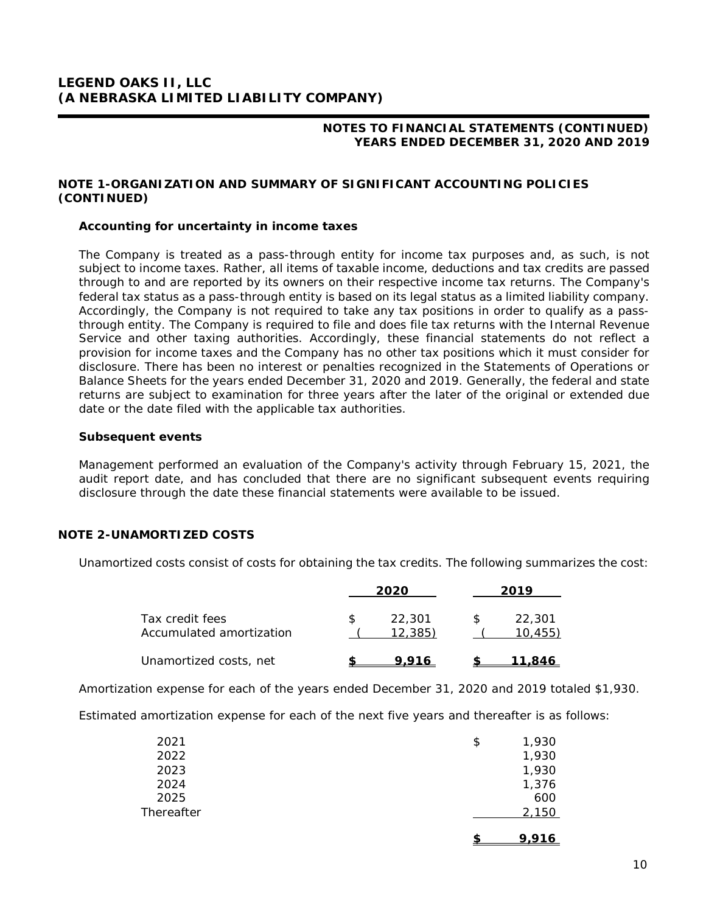# LEGEND OAKS II, LLC
# (A NEBRASKA LIMITED LIABILITY COMPANY)

**NOTES TO FINANCIAL STATEMENTS (CONTINUED)**
**YEARS ENDED DECEMBER 31, 2020 AND 2019**

## NOTE 1-ORGANIZATION AND SUMMARY OF SIGNIFICANT ACCOUNTING POLICIES (CONTINUED)

### Accounting for uncertainty in income taxes

The Company is treated as a pass-through entity for income tax purposes and, as such, is not subject to income taxes. Rather, all items of taxable income, deductions and tax credits are passed through to and are reported by its owners on their respective income tax returns. The Company's federal tax status as a pass-through entity is based on its legal status as a limited liability company. Accordingly, the Company is not required to take any tax positions in order to qualify as a pass-through entity. The Company is required to file and does file tax returns with the Internal Revenue Service and other taxing authorities. Accordingly, these financial statements do not reflect a provision for income taxes and the Company has no other tax positions which it must consider for disclosure. There has been no interest or penalties recognized in the Statements of Operations or Balance Sheets for the years ended December 31, 2020 and 2019. Generally, the federal and state returns are subject to examination for three years after the later of the original or extended due date or the date filed with the applicable tax authorities.

### Subsequent events

Management performed an evaluation of the Company's activity through February 15, 2021, the audit report date, and has concluded that there are no significant subsequent events requiring disclosure through the date these financial statements were available to be issued.

## NOTE 2-UNAMORTIZED COSTS

Unamortized costs consist of costs for obtaining the tax credits. The following summarizes the cost:

| | 2020 | 2019 |
|---|---|---|
| Tax credit fees | $ 22,301 | $ 22,301 |
| Accumulated amortization | ( 12,385) | ( 10,455) |
| Unamortized costs, net | $ 9,916 | $ 11,846 |

Amortization expense for each of the years ended December 31, 2020 and 2019 totaled $1,930.

Estimated amortization expense for each of the next five years and thereafter is as follows:

| | |
|---|---|
| 2021 | $ 1,930 |
| 2022 | 1,930 |
| 2023 | 1,930 |
| 2024 | 1,376 |
| 2025 | 600 |
| Thereafter | 2,150 |
| | $ 9,916 |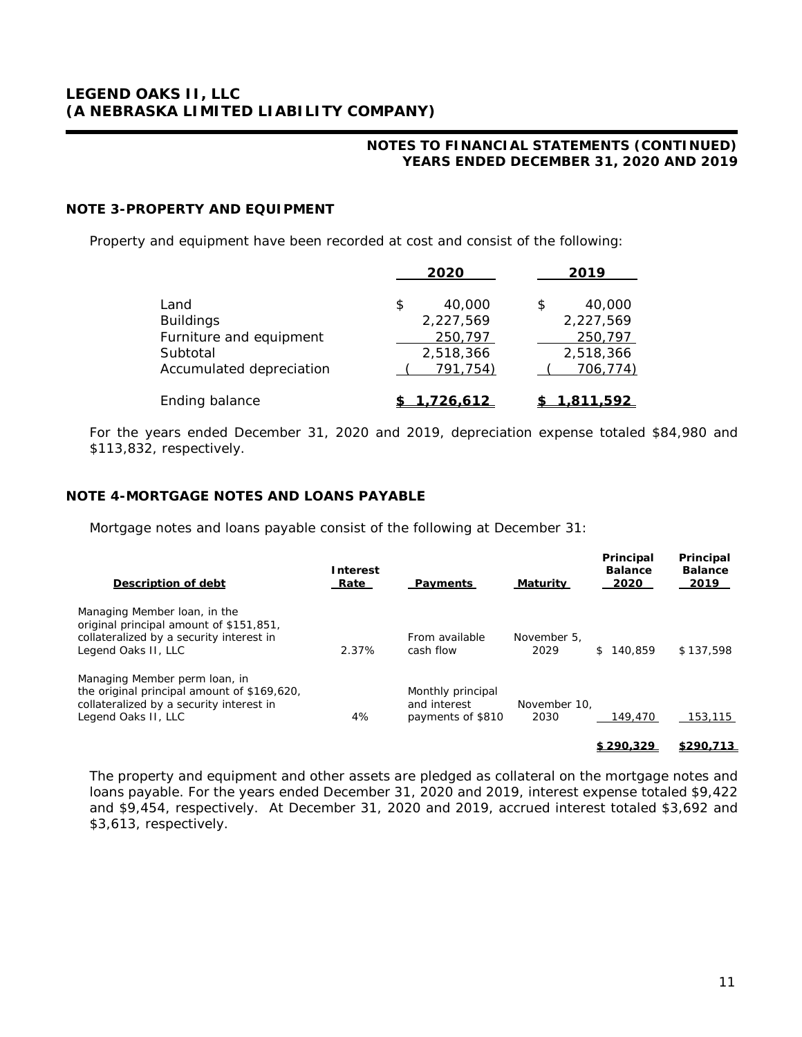# LEGEND OAKS II, LLC
# (A NEBRASKA LIMITED LIABILITY COMPANY)

**NOTES TO FINANCIAL STATEMENTS (CONTINUED)**
**YEARS ENDED DECEMBER 31, 2020 AND 2019**

## NOTE 3-PROPERTY AND EQUIPMENT

Property and equipment have been recorded at cost and consist of the following:

| | 2020 | 2019 |
|---|---|---|
| Land | $ 40,000 | $ 40,000 |
| Buildings | 2,227,569 | 2,227,569 |
| Furniture and equipment | 250,797 | 250,797 |
| Subtotal | 2,518,366 | 2,518,366 |
| Accumulated depreciation | ( 791,754) | ( 706,774) |
| Ending balance | $ 1,726,612 | $ 1,811,592 |

For the years ended December 31, 2020 and 2019, depreciation expense totaled $84,980 and $113,832, respectively.

## NOTE 4-MORTGAGE NOTES AND LOANS PAYABLE

Mortgage notes and loans payable consist of the following at December 31:

| Description of debt | Interest Rate | Payments | Maturity | Principal Balance 2020 | Principal Balance 2019 |
|---|---|---|---|---|---|
| Managing Member loan, in the original principal amount of $151,851, collateralized by a security interest in Legend Oaks II, LLC | 2.37% | From available cash flow | November 5, 2029 | $ 140,859 | $ 137,598 |
| Managing Member perm loan, in the original principal amount of $169,620, collateralized by a security interest in Legend Oaks II, LLC | 4% | Monthly principal and interest payments of $810 | November 10, 2030 | 149,470 | 153,115 |
| | | | | $ 290,329 | $290,713 |

The property and equipment and other assets are pledged as collateral on the mortgage notes and loans payable. For the years ended December 31, 2020 and 2019, interest expense totaled $9,422 and $9,454, respectively. At December 31, 2020 and 2019, accrued interest totaled $3,692 and $3,613, respectively.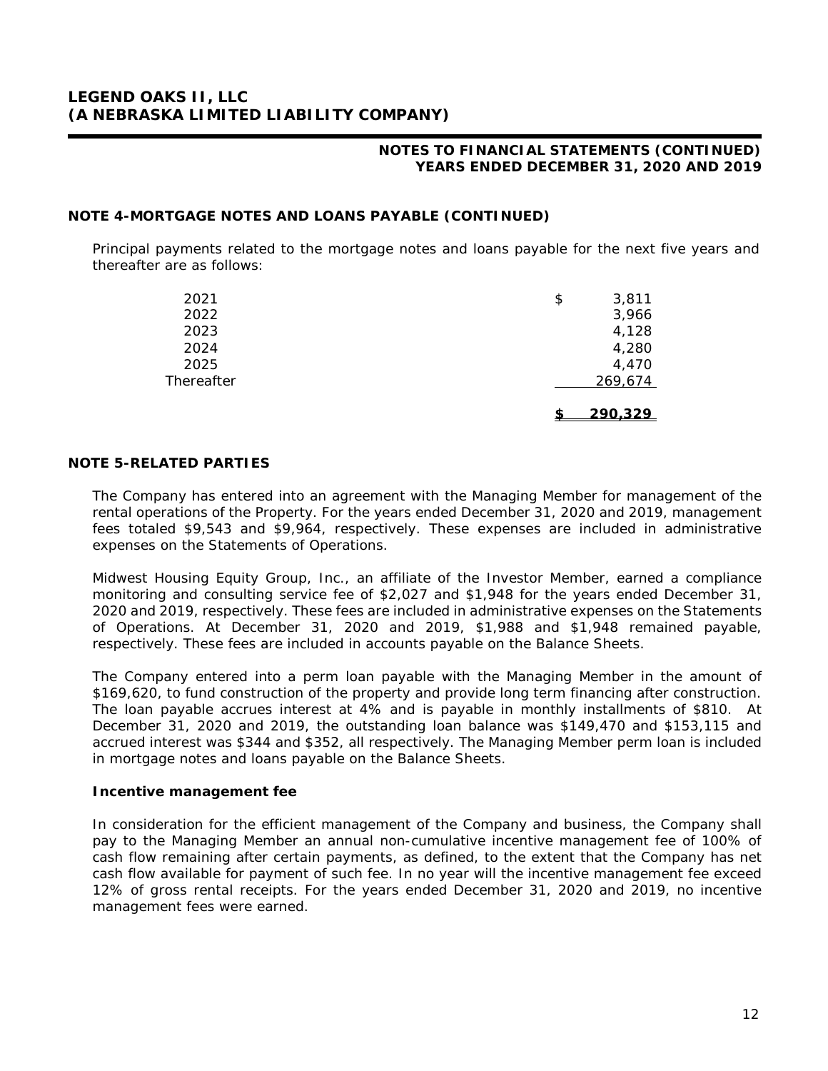# LEGEND OAKS II, LLC
# (A NEBRASKA LIMITED LIABILITY COMPANY)

**NOTES TO FINANCIAL STATEMENTS (CONTINUED)**
**YEARS ENDED DECEMBER 31, 2020 AND 2019**

### NOTE 4-MORTGAGE NOTES AND LOANS PAYABLE (CONTINUED)

Principal payments related to the mortgage notes and loans payable for the next five years and thereafter are as follows:

| | |
|---|---|
| 2021 | $ 3,811 |
| 2022 | 3,966 |
| 2023 | 4,128 |
| 2024 | 4,280 |
| 2025 | 4,470 |
| Thereafter | 269,674 |
| | **$ 290,329** |

### NOTE 5-RELATED PARTIES

The Company has entered into an agreement with the Managing Member for management of the rental operations of the Property. For the years ended December 31, 2020 and 2019, management fees totaled $9,543 and $9,964, respectively. These expenses are included in administrative expenses on the Statements of Operations.

Midwest Housing Equity Group, Inc., an affiliate of the Investor Member, earned a compliance monitoring and consulting service fee of $2,027 and $1,948 for the years ended December 31, 2020 and 2019, respectively. These fees are included in administrative expenses on the Statements of Operations. At December 31, 2020 and 2019, $1,988 and $1,948 remained payable, respectively. These fees are included in accounts payable on the Balance Sheets.

The Company entered into a perm loan payable with the Managing Member in the amount of $169,620, to fund construction of the property and provide long term financing after construction. The loan payable accrues interest at 4% and is payable in monthly installments of $810. At December 31, 2020 and 2019, the outstanding loan balance was $149,470 and $153,115 and accrued interest was $344 and $352, all respectively. The Managing Member perm loan is included in mortgage notes and loans payable on the Balance Sheets.

#### Incentive management fee

In consideration for the efficient management of the Company and business, the Company shall pay to the Managing Member an annual non-cumulative incentive management fee of 100% of cash flow remaining after certain payments, as defined, to the extent that the Company has net cash flow available for payment of such fee. In no year will the incentive management fee exceed 12% of gross rental receipts. For the years ended December 31, 2020 and 2019, no incentive management fees were earned.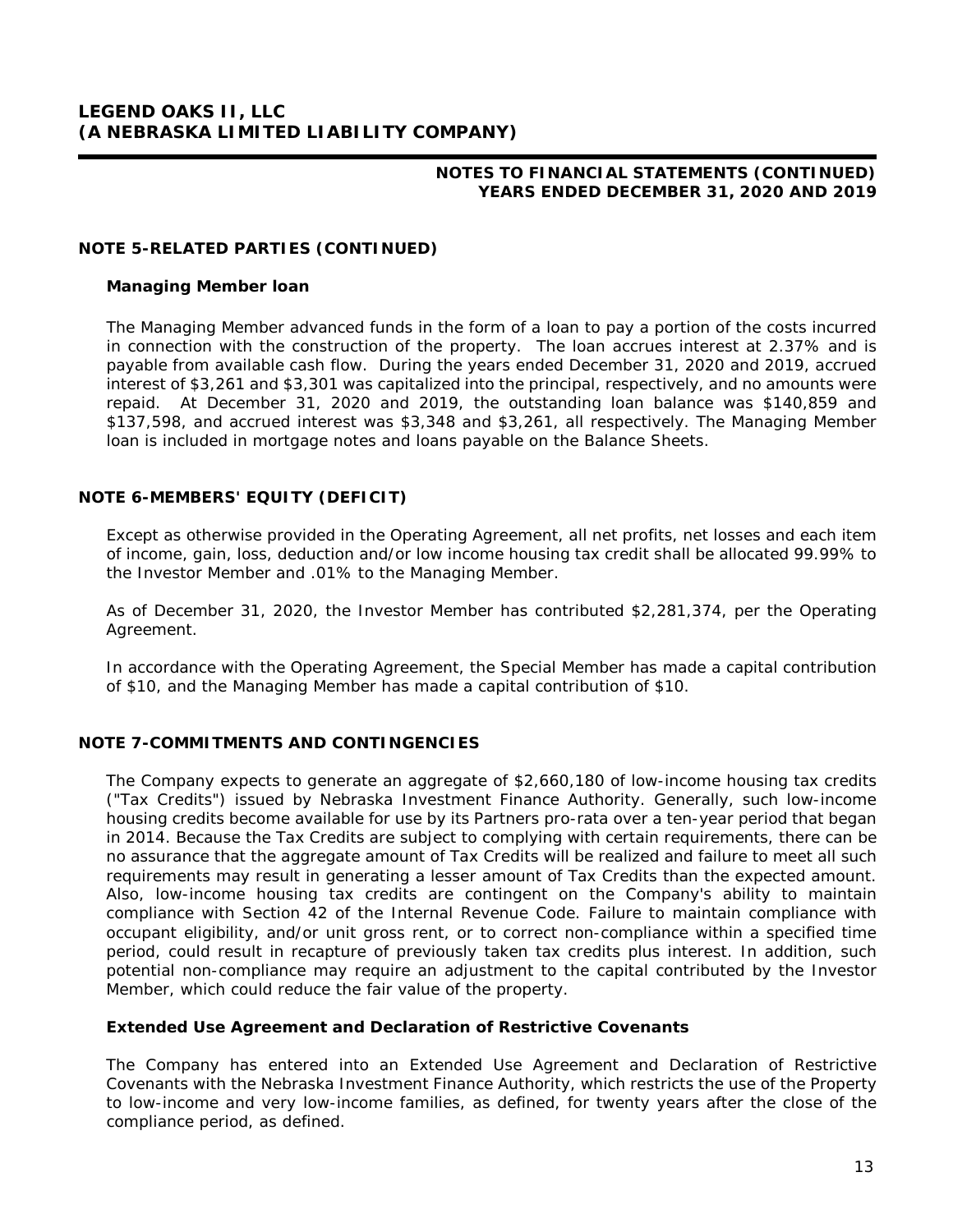## NOTE 5-RELATED PARTIES (CONTINUED)

### Managing Member loan

The Managing Member advanced funds in the form of a loan to pay a portion of the costs incurred in connection with the construction of the property. The loan accrues interest at 2.37% and is payable from available cash flow. During the years ended December 31, 2020 and 2019, accrued interest of $3,261 and $3,301 was capitalized into the principal, respectively, and no amounts were repaid. At December 31, 2020 and 2019, the outstanding loan balance was $140,859 and $137,598, and accrued interest was $3,348 and $3,261, all respectively. The Managing Member loan is included in mortgage notes and loans payable on the Balance Sheets.

## NOTE 6-MEMBERS' EQUITY (DEFICIT)

Except as otherwise provided in the Operating Agreement, all net profits, net losses and each item of income, gain, loss, deduction and/or low income housing tax credit shall be allocated 99.99% to the Investor Member and .01% to the Managing Member.

As of December 31, 2020, the Investor Member has contributed $2,281,374, per the Operating Agreement.

In accordance with the Operating Agreement, the Special Member has made a capital contribution of $10, and the Managing Member has made a capital contribution of $10.

## NOTE 7-COMMITMENTS AND CONTINGENCIES

The Company expects to generate an aggregate of $2,660,180 of low-income housing tax credits ("Tax Credits") issued by Nebraska Investment Finance Authority. Generally, such low-income housing credits become available for use by its Partners pro-rata over a ten-year period that began in 2014. Because the Tax Credits are subject to complying with certain requirements, there can be no assurance that the aggregate amount of Tax Credits will be realized and failure to meet all such requirements may result in generating a lesser amount of Tax Credits than the expected amount. Also, low-income housing tax credits are contingent on the Company's ability to maintain compliance with Section 42 of the Internal Revenue Code. Failure to maintain compliance with occupant eligibility, and/or unit gross rent, or to correct non-compliance within a specified time period, could result in recapture of previously taken tax credits plus interest. In addition, such potential non-compliance may require an adjustment to the capital contributed by the Investor Member, which could reduce the fair value of the property.

### Extended Use Agreement and Declaration of Restrictive Covenants

The Company has entered into an Extended Use Agreement and Declaration of Restrictive Covenants with the Nebraska Investment Finance Authority, which restricts the use of the Property to low-income and very low-income families, as defined, for twenty years after the close of the compliance period, as defined.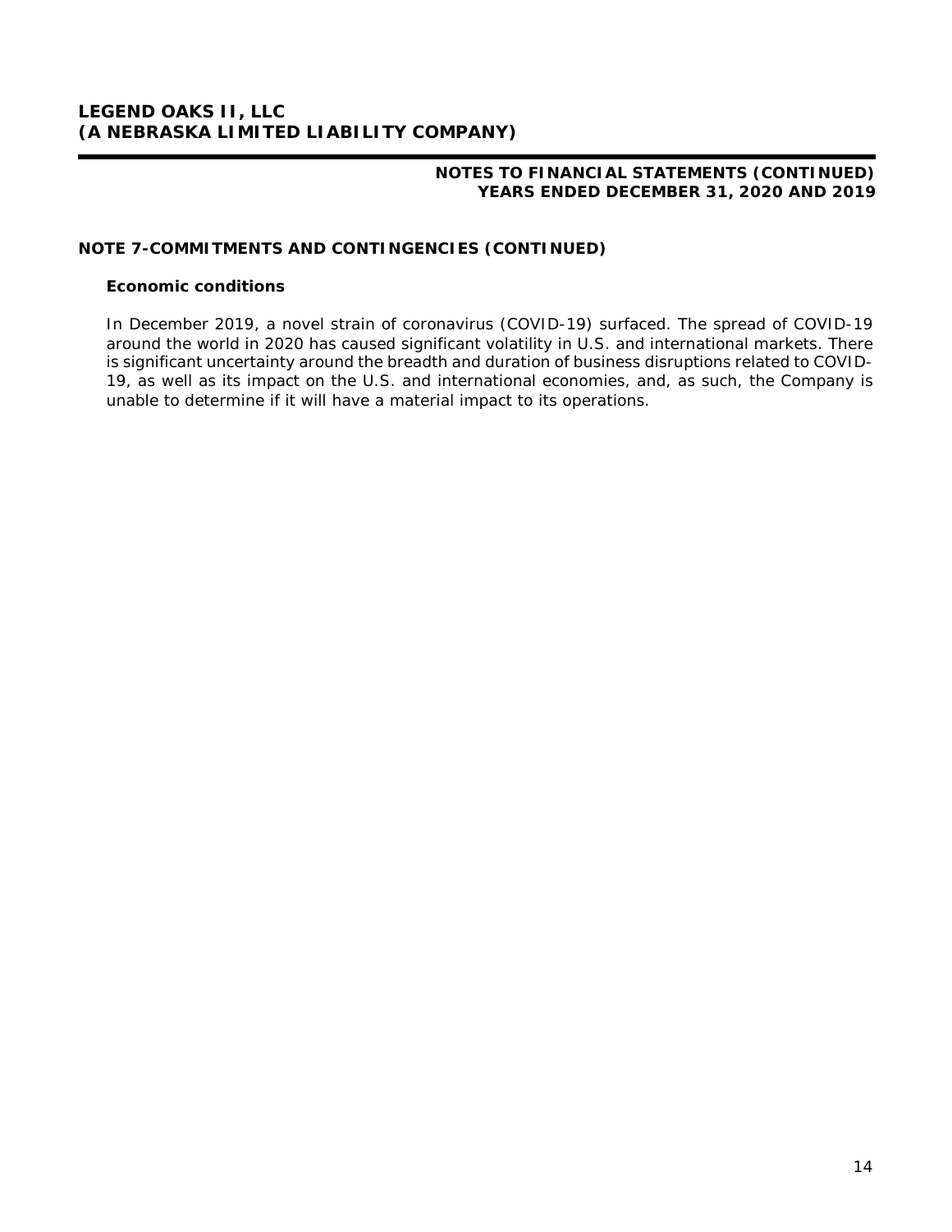## NOTE 7-COMMITMENTS AND CONTINGENCIES (CONTINUED)

### Economic conditions

In December 2019, a novel strain of coronavirus (COVID-19) surfaced. The spread of COVID-19 around the world in 2020 has caused significant volatility in U.S. and international markets. There is significant uncertainty around the breadth and duration of business disruptions related to COVID-19, as well as its impact on the U.S. and international economies, and, as such, the Company is unable to determine if it will have a material impact to its operations.